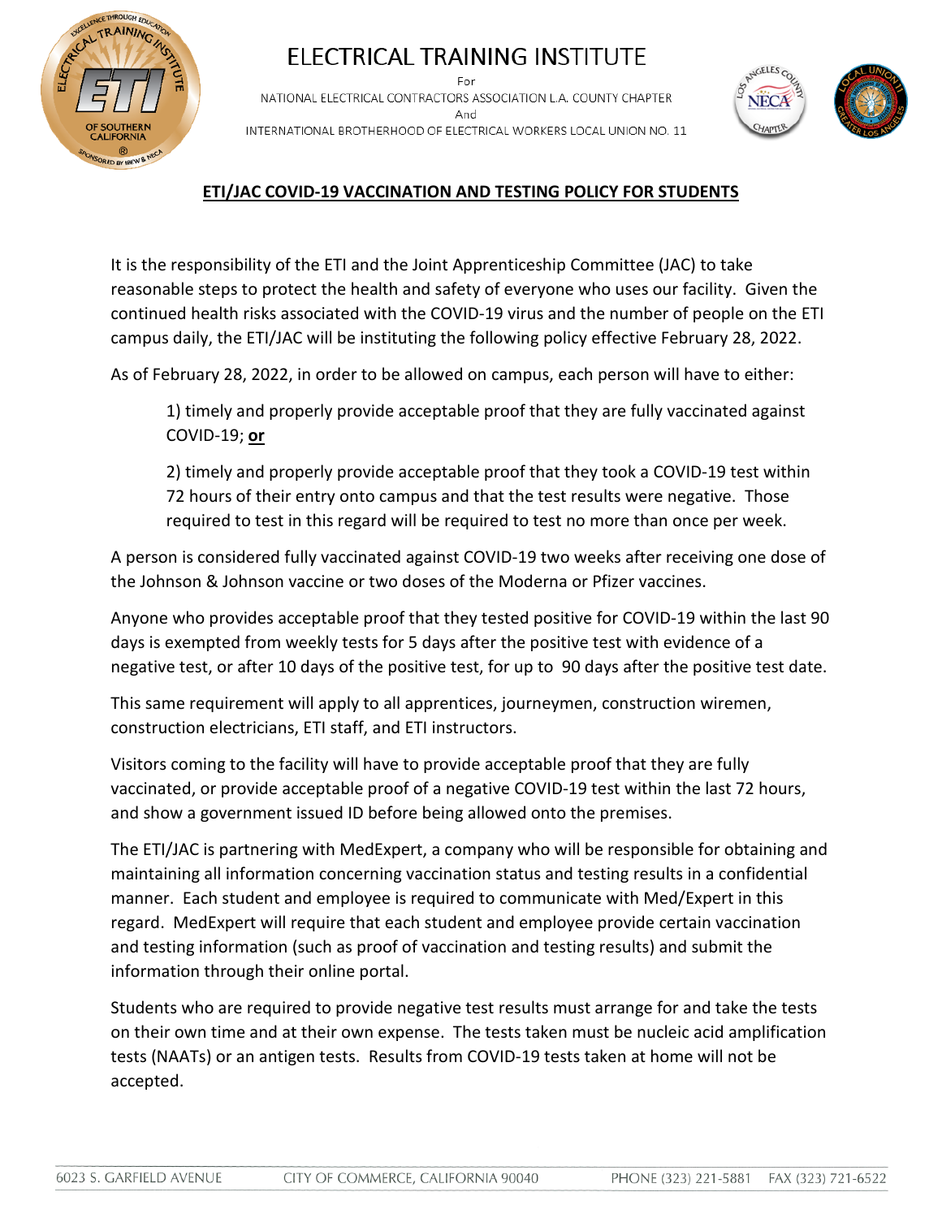# ELECTRICAL TRAINING INSTITUTE

For
NATIONAL ELECTRICAL CONTRACTORS ASSOCIATION L.A. COUNTY CHAPTER
And
INTERNATIONAL BROTHERHOOD OF ELECTRICAL WORKERS LOCAL UNION NO. 11

## **ETI/JAC COVID-19 VACCINATION AND TESTING POLICY FOR STUDENTS**

It is the responsibility of the ETI and the Joint Apprenticeship Committee (JAC) to take reasonable steps to protect the health and safety of everyone who uses our facility. Given the continued health risks associated with the COVID-19 virus and the number of people on the ETI campus daily, the ETI/JAC will be instituting the following policy effective February 28, 2022.

As of February 28, 2022, in order to be allowed on campus, each person will have to either:

> 1) timely and properly provide acceptable proof that they are fully vaccinated against COVID-19; **or**
>
> 2) timely and properly provide acceptable proof that they took a COVID-19 test within 72 hours of their entry onto campus and that the test results were negative. Those required to test in this regard will be required to test no more than once per week.

A person is considered fully vaccinated against COVID-19 two weeks after receiving one dose of the Johnson & Johnson vaccine or two doses of the Moderna or Pfizer vaccines.

Anyone who provides acceptable proof that they tested positive for COVID-19 within the last 90 days is exempted from weekly tests for 5 days after the positive test with evidence of a negative test, or after 10 days of the positive test, for up to 90 days after the positive test date.

This same requirement will apply to all apprentices, journeymen, construction wiremen, construction electricians, ETI staff, and ETI instructors.

Visitors coming to the facility will have to provide acceptable proof that they are fully vaccinated, or provide acceptable proof of a negative COVID-19 test within the last 72 hours, and show a government issued ID before being allowed onto the premises.

The ETI/JAC is partnering with MedExpert, a company who will be responsible for obtaining and maintaining all information concerning vaccination status and testing results in a confidential manner. Each student and employee is required to communicate with Med/Expert in this regard. MedExpert will require that each student and employee provide certain vaccination and testing information (such as proof of vaccination and testing results) and submit the information through their online portal.

Students who are required to provide negative test results must arrange for and take the tests on their own time and at their own expense. The tests taken must be nucleic acid amplification tests (NAATs) or an antigen tests. Results from COVID-19 tests taken at home will not be accepted.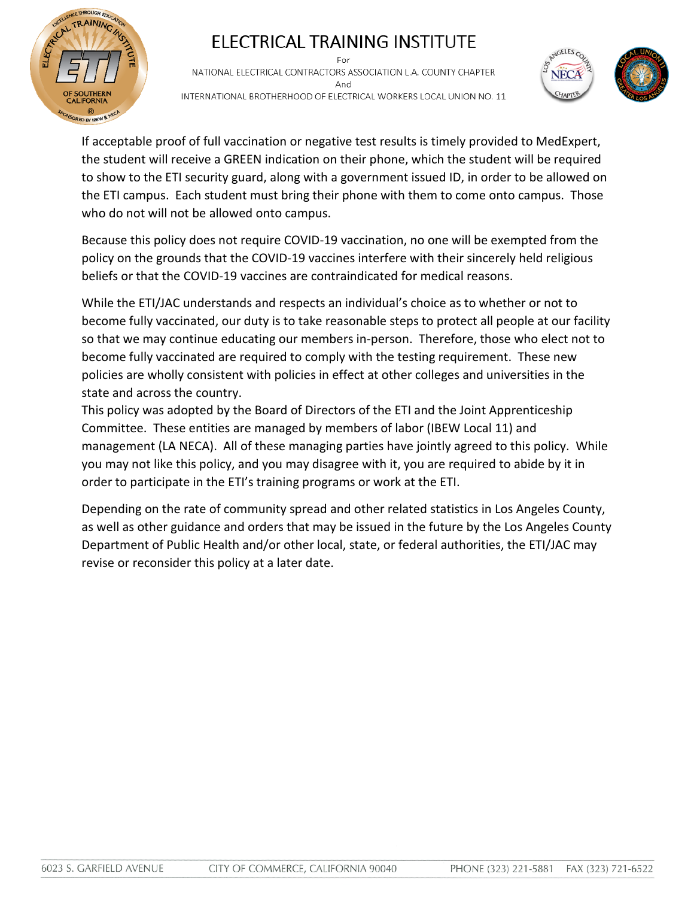If acceptable proof of full vaccination or negative test results is timely provided to MedExpert, the student will receive a GREEN indication on their phone, which the student will be required to show to the ETI security guard, along with a government issued ID, in order to be allowed on the ETI campus. Each student must bring their phone with them to come onto campus. Those who do not will not be allowed onto campus.

Because this policy does not require COVID-19 vaccination, no one will be exempted from the policy on the grounds that the COVID-19 vaccines interfere with their sincerely held religious beliefs or that the COVID-19 vaccines are contraindicated for medical reasons.

While the ETI/JAC understands and respects an individual's choice as to whether or not to become fully vaccinated, our duty is to take reasonable steps to protect all people at our facility so that we may continue educating our members in-person. Therefore, those who elect not to become fully vaccinated are required to comply with the testing requirement. These new policies are wholly consistent with policies in effect at other colleges and universities in the state and across the country.

This policy was adopted by the Board of Directors of the ETI and the Joint Apprenticeship Committee. These entities are managed by members of labor (IBEW Local 11) and management (LA NECA). All of these managing parties have jointly agreed to this policy. While you may not like this policy, and you may disagree with it, you are required to abide by it in order to participate in the ETI's training programs or work at the ETI.

Depending on the rate of community spread and other related statistics in Los Angeles County, as well as other guidance and orders that may be issued in the future by the Los Angeles County Department of Public Health and/or other local, state, or federal authorities, the ETI/JAC may revise or reconsider this policy at a later date.